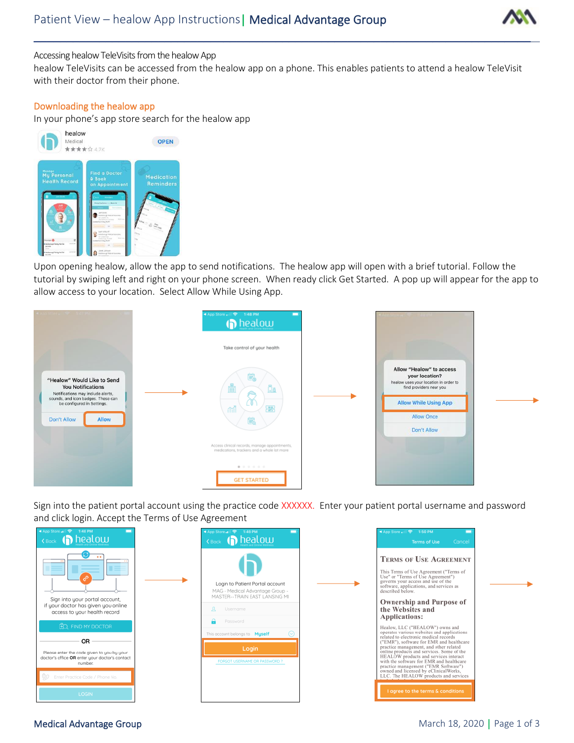Accessing healow TeleVisits from the healow App

healow TeleVisits can be accessed from the healow app on a phone. This enables patients to attend a healow TeleVisit with their doctor from their phone.

## Downloading the healow app

In your phone's app store search for the healow app

Upon opening healow, allow the app to send notifications. The healow app will open with a brief tutorial. Follow the tutorial by swiping left and right on your phone screen. When ready click Get Started. A pop up will appear for the app to allow access to your location. Select Allow While Using App.

Sign into the patient portal account using the practice code XXXXXX. Enter your patient portal username and password and click login. Accept the Terms of Use Agreement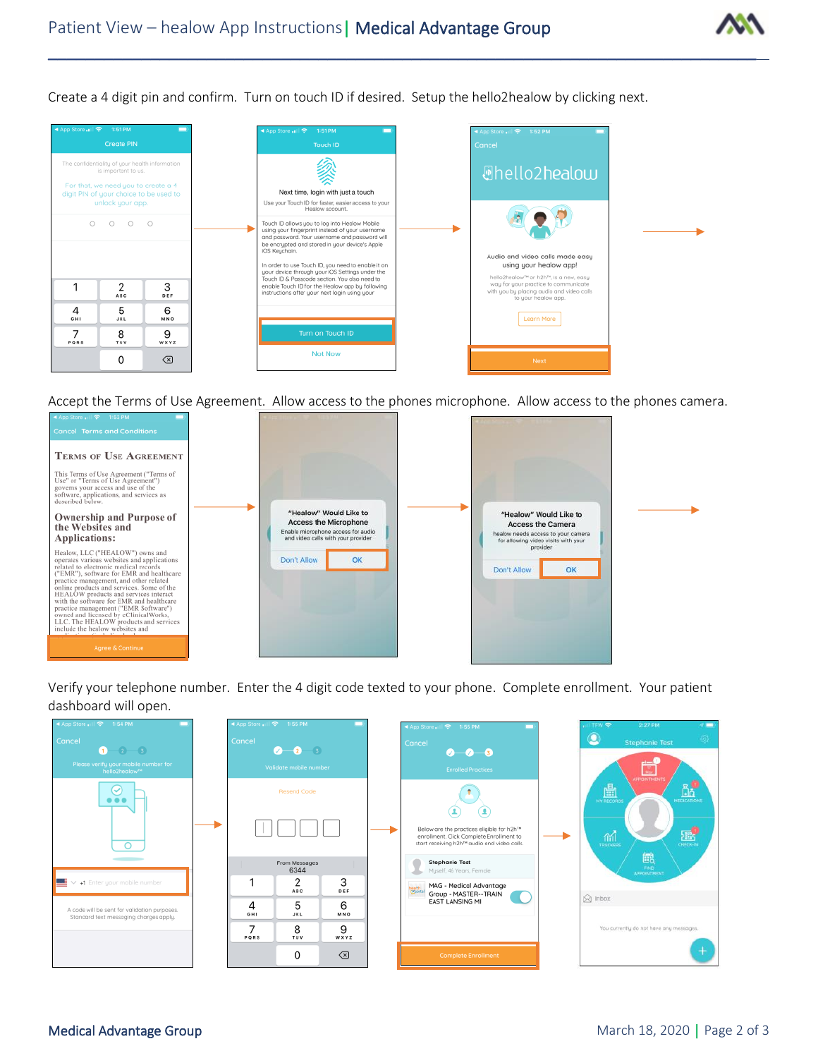Create a 4 digit pin and confirm. Turn on touch ID if desired. Setup the hello2healow by clicking next.

Accept the Terms of Use Agreement. Allow access to the phones microphone. Allow access to the phones camera.

Verify your telephone number. Enter the 4 digit code texted to your phone. Complete enrollment. Your patient dashboard will open.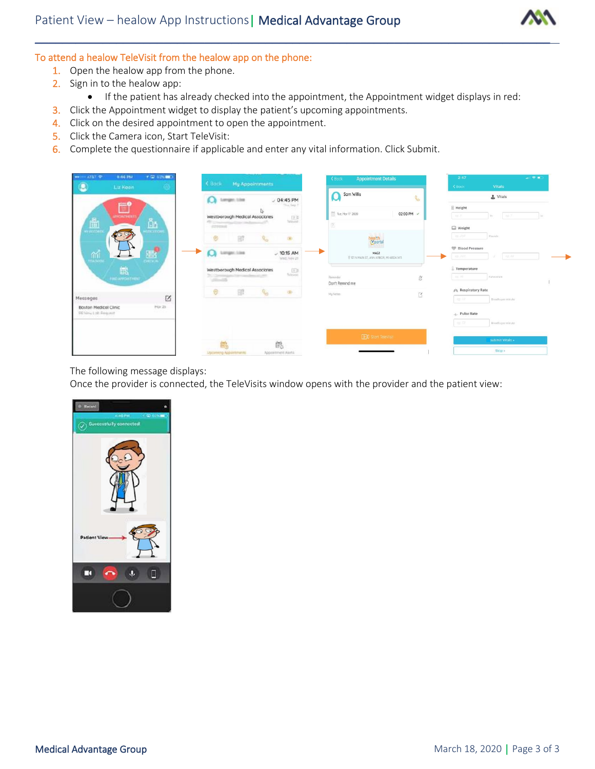### To attend a healow TeleVisit from the healow app on the phone:

1. Open the healow app from the phone.
2. Sign in to the healow app:
   - If the patient has already checked into the appointment, the Appointment widget displays in red:
3. Click the Appointment widget to display the patient's upcoming appointments.
4. Click on the desired appointment to open the appointment.
5. Click the Camera icon, Start TeleVisit:
6. Complete the questionnaire if applicable and enter any vital information. Click Submit.

The following message displays:

Once the provider is connected, the TeleVisits window opens with the provider and the patient view: